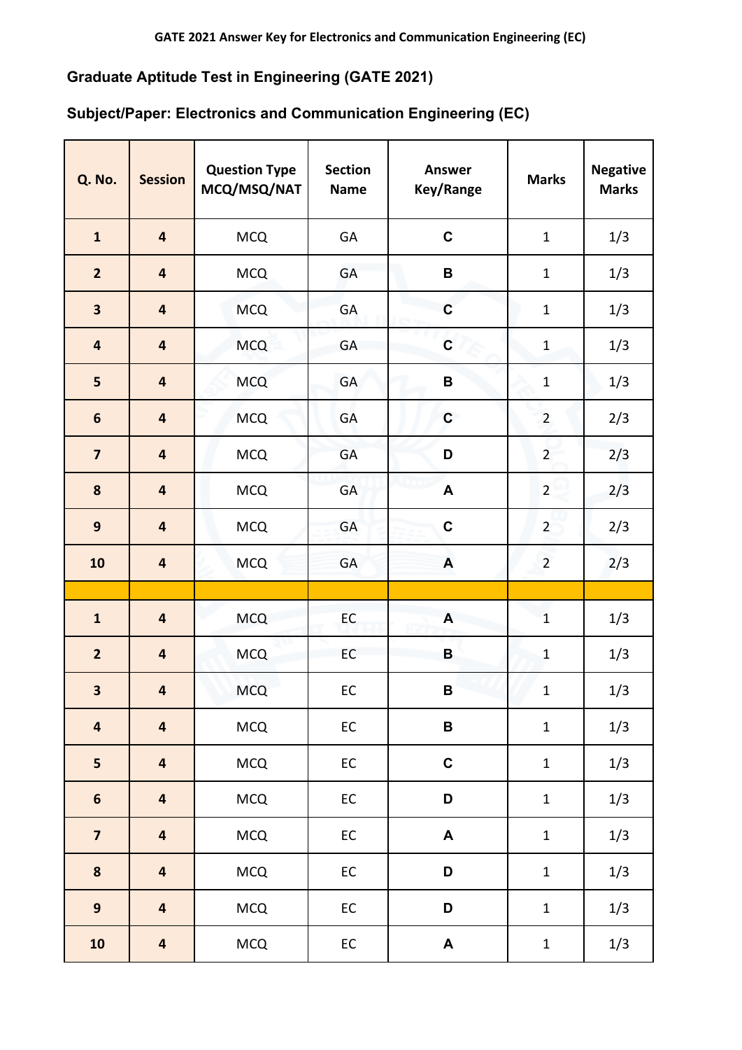# Graduate Aptitude Test in Engineering (GATE 2021)

## Subject/Paper: Electronics and Communication Engineering (EC)

| Q. No. | Session | Question Type MCQ/MSQ/NAT | Section Name | Answer Key/Range | Marks | Negative Marks |
|---|---|---|---|---|---|---|
| 1 | 4 | MCQ | GA | C | 1 | 1/3 |
| 2 | 4 | MCQ | GA | B | 1 | 1/3 |
| 3 | 4 | MCQ | GA | C | 1 | 1/3 |
| 4 | 4 | MCQ | GA | C | 1 | 1/3 |
| 5 | 4 | MCQ | GA | B | 1 | 1/3 |
| 6 | 4 | MCQ | GA | C | 2 | 2/3 |
| 7 | 4 | MCQ | GA | D | 2 | 2/3 |
| 8 | 4 | MCQ | GA | A | 2 | 2/3 |
| 9 | 4 | MCQ | GA | C | 2 | 2/3 |
| 10 | 4 | MCQ | GA | A | 2 | 2/3 |
| | | | | | | |
| 1 | 4 | MCQ | EC | A | 1 | 1/3 |
| 2 | 4 | MCQ | EC | B | 1 | 1/3 |
| 3 | 4 | MCQ | EC | B | 1 | 1/3 |
| 4 | 4 | MCQ | EC | B | 1 | 1/3 |
| 5 | 4 | MCQ | EC | C | 1 | 1/3 |
| 6 | 4 | MCQ | EC | D | 1 | 1/3 |
| 7 | 4 | MCQ | EC | A | 1 | 1/3 |
| 8 | 4 | MCQ | EC | D | 1 | 1/3 |
| 9 | 4 | MCQ | EC | D | 1 | 1/3 |
| 10 | 4 | MCQ | EC | A | 1 | 1/3 |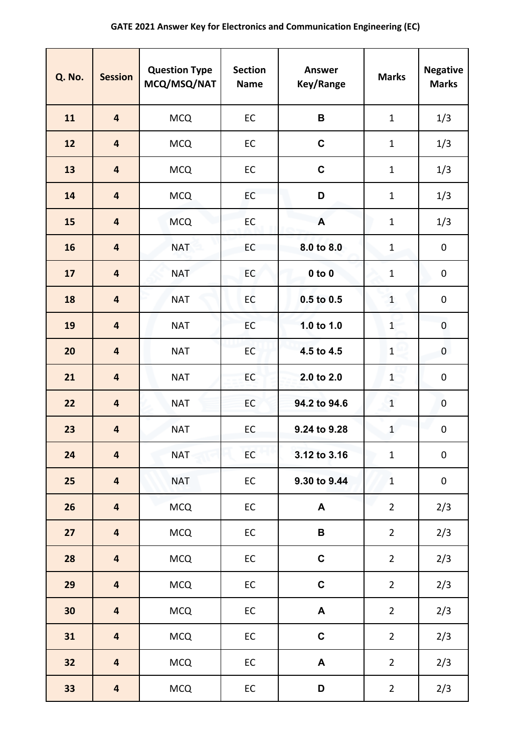# GATE 2021 Answer Key for Electronics and Communication Engineering (EC)

| Q. No. | Session | Question Type MCQ/MSQ/NAT | Section Name | Answer Key/Range | Marks | Negative Marks |
|---|---|---|---|---|---|---|
| 11 | 4 | MCQ | EC | B | 1 | 1/3 |
| 12 | 4 | MCQ | EC | C | 1 | 1/3 |
| 13 | 4 | MCQ | EC | C | 1 | 1/3 |
| 14 | 4 | MCQ | EC | D | 1 | 1/3 |
| 15 | 4 | MCQ | EC | A | 1 | 1/3 |
| 16 | 4 | NAT | EC | 8.0 to 8.0 | 1 | 0 |
| 17 | 4 | NAT | EC | 0 to 0 | 1 | 0 |
| 18 | 4 | NAT | EC | 0.5 to 0.5 | 1 | 0 |
| 19 | 4 | NAT | EC | 1.0 to 1.0 | 1 | 0 |
| 20 | 4 | NAT | EC | 4.5 to 4.5 | 1 | 0 |
| 21 | 4 | NAT | EC | 2.0 to 2.0 | 1 | 0 |
| 22 | 4 | NAT | EC | 94.2 to 94.6 | 1 | 0 |
| 23 | 4 | NAT | EC | 9.24 to 9.28 | 1 | 0 |
| 24 | 4 | NAT | EC | 3.12 to 3.16 | 1 | 0 |
| 25 | 4 | NAT | EC | 9.30 to 9.44 | 1 | 0 |
| 26 | 4 | MCQ | EC | A | 2 | 2/3 |
| 27 | 4 | MCQ | EC | B | 2 | 2/3 |
| 28 | 4 | MCQ | EC | C | 2 | 2/3 |
| 29 | 4 | MCQ | EC | C | 2 | 2/3 |
| 30 | 4 | MCQ | EC | A | 2 | 2/3 |
| 31 | 4 | MCQ | EC | C | 2 | 2/3 |
| 32 | 4 | MCQ | EC | A | 2 | 2/3 |
| 33 | 4 | MCQ | EC | D | 2 | 2/3 |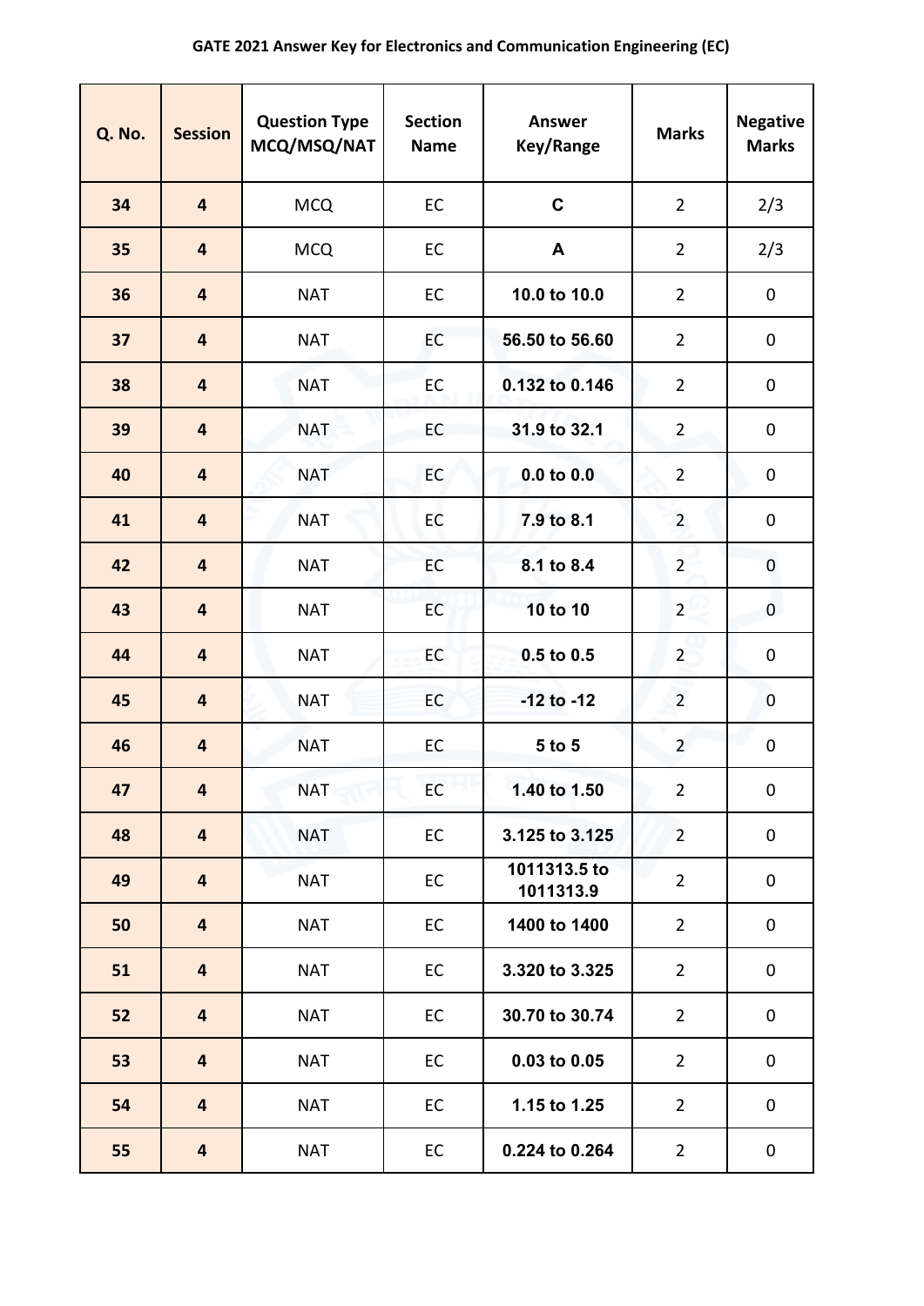**GATE 2021 Answer Key for Electronics and Communication Engineering (EC)**

| Q. No. | Session | Question Type MCQ/MSQ/NAT | Section Name | Answer Key/Range | Marks | Negative Marks |
|---|---|---|---|---|---|---|
| 34 | 4 | MCQ | EC | C | 2 | 2/3 |
| 35 | 4 | MCQ | EC | A | 2 | 2/3 |
| 36 | 4 | NAT | EC | 10.0 to 10.0 | 2 | 0 |
| 37 | 4 | NAT | EC | 56.50 to 56.60 | 2 | 0 |
| 38 | 4 | NAT | EC | 0.132 to 0.146 | 2 | 0 |
| 39 | 4 | NAT | EC | 31.9 to 32.1 | 2 | 0 |
| 40 | 4 | NAT | EC | 0.0 to 0.0 | 2 | 0 |
| 41 | 4 | NAT | EC | 7.9 to 8.1 | 2 | 0 |
| 42 | 4 | NAT | EC | 8.1 to 8.4 | 2 | 0 |
| 43 | 4 | NAT | EC | 10 to 10 | 2 | 0 |
| 44 | 4 | NAT | EC | 0.5 to 0.5 | 2 | 0 |
| 45 | 4 | NAT | EC | -12 to -12 | 2 | 0 |
| 46 | 4 | NAT | EC | 5 to 5 | 2 | 0 |
| 47 | 4 | NAT | EC | 1.40 to 1.50 | 2 | 0 |
| 48 | 4 | NAT | EC | 3.125 to 3.125 | 2 | 0 |
| 49 | 4 | NAT | EC | 1011313.5 to 1011313.9 | 2 | 0 |
| 50 | 4 | NAT | EC | 1400 to 1400 | 2 | 0 |
| 51 | 4 | NAT | EC | 3.320 to 3.325 | 2 | 0 |
| 52 | 4 | NAT | EC | 30.70 to 30.74 | 2 | 0 |
| 53 | 4 | NAT | EC | 0.03 to 0.05 | 2 | 0 |
| 54 | 4 | NAT | EC | 1.15 to 1.25 | 2 | 0 |
| 55 | 4 | NAT | EC | 0.224 to 0.264 | 2 | 0 |